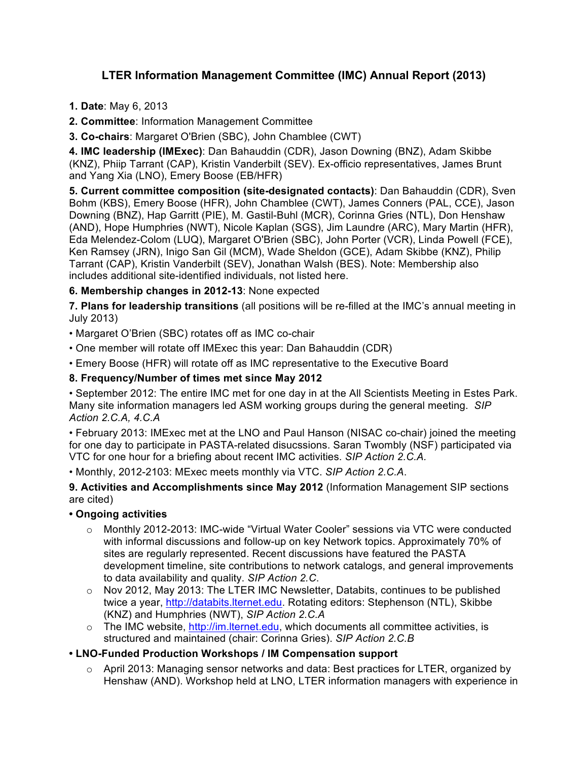# LTER Information Management Committee (IMC) Annual Report (2013)

**1. Date**: May 6, 2013

**2. Committee**: Information Management Committee

**3. Co-chairs**: Margaret O'Brien (SBC), John Chamblee (CWT)

**4. IMC leadership (IMExec)**: Dan Bahauddin (CDR), Jason Downing (BNZ), Adam Skibbe (KNZ), Phiip Tarrant (CAP), Kristin Vanderbilt (SEV). Ex-officio representatives, James Brunt and Yang Xia (LNO), Emery Boose (EB/HFR)

**5. Current committee composition (site-designated contacts)**: Dan Bahauddin (CDR), Sven Bohm (KBS), Emery Boose (HFR), John Chamblee (CWT), James Conners (PAL, CCE), Jason Downing (BNZ), Hap Garritt (PIE), M. Gastil-Buhl (MCR), Corinna Gries (NTL), Don Henshaw (AND), Hope Humphries (NWT), Nicole Kaplan (SGS), Jim Laundre (ARC), Mary Martin (HFR), Eda Melendez-Colom (LUQ), Margaret O'Brien (SBC), John Porter (VCR), Linda Powell (FCE), Ken Ramsey (JRN), Inigo San Gil (MCM), Wade Sheldon (GCE), Adam Skibbe (KNZ), Philip Tarrant (CAP), Kristin Vanderbilt (SEV), Jonathan Walsh (BES). Note: Membership also includes additional site-identified individuals, not listed here.

**6. Membership changes in 2012-13**: None expected

**7. Plans for leadership transitions** (all positions will be re-filled at the IMC's annual meeting in July 2013)

- Margaret O'Brien (SBC) rotates off as IMC co-chair
- One member will rotate off IMExec this year: Dan Bahauddin (CDR)
- Emery Boose (HFR) will rotate off as IMC representative to the Executive Board

**8. Frequency/Number of times met since May 2012**

- September 2012: The entire IMC met for one day in at the All Scientists Meeting in Estes Park. Many site information managers led ASM working groups during the general meeting. *SIP Action 2.C.A, 4.C.A*
- February 2013: IMExec met at the LNO and Paul Hanson (NISAC co-chair) joined the meeting for one day to participate in PASTA-related disucssions. Saran Twombly (NSF) participated via VTC for one hour for a briefing about recent IMC activities. *SIP Action 2.C.A.*
- Monthly, 2012-2103: MExec meets monthly via VTC. *SIP Action 2.C.A*.

**9. Activities and Accomplishments since May 2012** (Information Management SIP sections are cited)

**• Ongoing activities**

- Monthly 2012-2013: IMC-wide "Virtual Water Cooler" sessions via VTC were conducted with informal discussions and follow-up on key Network topics. Approximately 70% of sites are regularly represented. Recent discussions have featured the PASTA development timeline, site contributions to network catalogs, and general improvements to data availability and quality. *SIP Action 2.C*.
- Nov 2012, May 2013: The LTER IMC Newsletter, Databits, continues to be published twice a year, http://databits.lternet.edu. Rotating editors: Stephenson (NTL), Skibbe (KNZ) and Humphries (NWT), *SIP Action 2.C.A*
- The IMC website, http://im.lternet.edu, which documents all committee activities, is structured and maintained (chair: Corinna Gries). *SIP Action 2.C.B*

**• LNO-Funded Production Workshops / IM Compensation support**

- April 2013: Managing sensor networks and data: Best practices for LTER, organized by Henshaw (AND). Workshop held at LNO, LTER information managers with experience in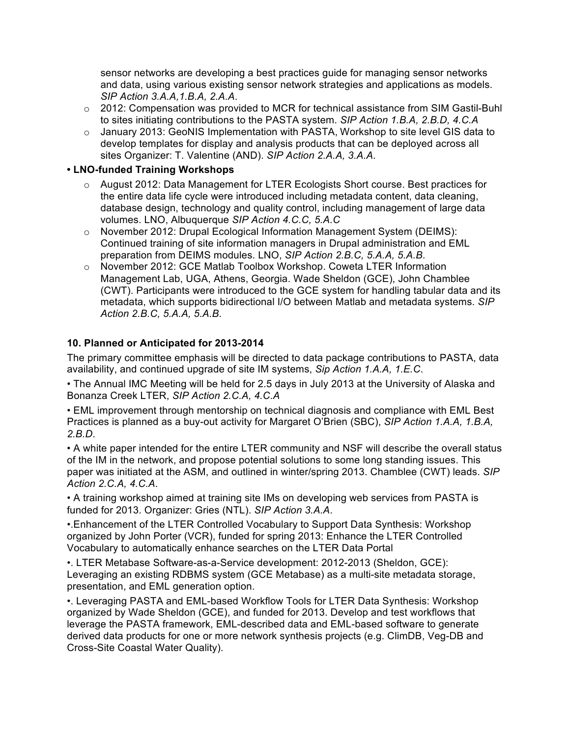sensor networks are developing a best practices guide for managing sensor networks and data, using various existing sensor network strategies and applications as models. *SIP Action 3.A.A,1.B.A, 2.A.A*.
- 2012: Compensation was provided to MCR for technical assistance from SIM Gastil-Buhl to sites initiating contributions to the PASTA system. *SIP Action 1.B.A, 2.B.D, 4.C.A*
- January 2013: GeoNIS Implementation with PASTA, Workshop to site level GIS data to develop templates for display and analysis products that can be deployed across all sites Organizer: T. Valentine (AND). *SIP Action 2.A.A, 3.A.A*.

**• LNO-funded Training Workshops**

- August 2012: Data Management for LTER Ecologists Short course. Best practices for the entire data life cycle were introduced including metadata content, data cleaning, database design, technology and quality control, including management of large data volumes. LNO, Albuquerque *SIP Action 4.C.C, 5.A.C*
- November 2012: Drupal Ecological Information Management System (DEIMS): Continued training of site information managers in Drupal administration and EML preparation from DEIMS modules. LNO, *SIP Action 2.B.C, 5.A.A, 5.A.B*.
- November 2012: GCE Matlab Toolbox Workshop. Coweta LTER Information Management Lab, UGA, Athens, Georgia. Wade Sheldon (GCE), John Chamblee (CWT). Participants were introduced to the GCE system for handling tabular data and its metadata, which supports bidirectional I/O between Matlab and metadata systems. *SIP Action 2.B.C, 5.A.A, 5.A.B*.

### 10. Planned or Anticipated for 2013-2014

The primary committee emphasis will be directed to data package contributions to PASTA, data availability, and continued upgrade of site IM systems, *Sip Action 1.A.A, 1.E.C*.

• The Annual IMC Meeting will be held for 2.5 days in July 2013 at the University of Alaska and Bonanza Creek LTER, *SIP Action 2.C.A, 4.C.A*

• EML improvement through mentorship on technical diagnosis and compliance with EML Best Practices is planned as a buy-out activity for Margaret O'Brien (SBC), *SIP Action 1.A.A, 1.B.A, 2.B.D*.

• A white paper intended for the entire LTER community and NSF will describe the overall status of the IM in the network, and propose potential solutions to some long standing issues. This paper was initiated at the ASM, and outlined in winter/spring 2013. Chamblee (CWT) leads. *SIP Action 2.C.A, 4.C.A*.

• A training workshop aimed at training site IMs on developing web services from PASTA is funded for 2013. Organizer: Gries (NTL). *SIP Action 3.A.A*.

•.Enhancement of the LTER Controlled Vocabulary to Support Data Synthesis: Workshop organized by John Porter (VCR), funded for spring 2013: Enhance the LTER Controlled Vocabulary to automatically enhance searches on the LTER Data Portal

•. LTER Metabase Software-as-a-Service development: 2012-2013 (Sheldon, GCE): Leveraging an existing RDBMS system (GCE Metabase) as a multi-site metadata storage, presentation, and EML generation option.

•. Leveraging PASTA and EML-based Workflow Tools for LTER Data Synthesis: Workshop organized by Wade Sheldon (GCE), and funded for 2013. Develop and test workflows that leverage the PASTA framework, EML-described data and EML-based software to generate derived data products for one or more network synthesis projects (e.g. ClimDB, Veg-DB and Cross-Site Coastal Water Quality).